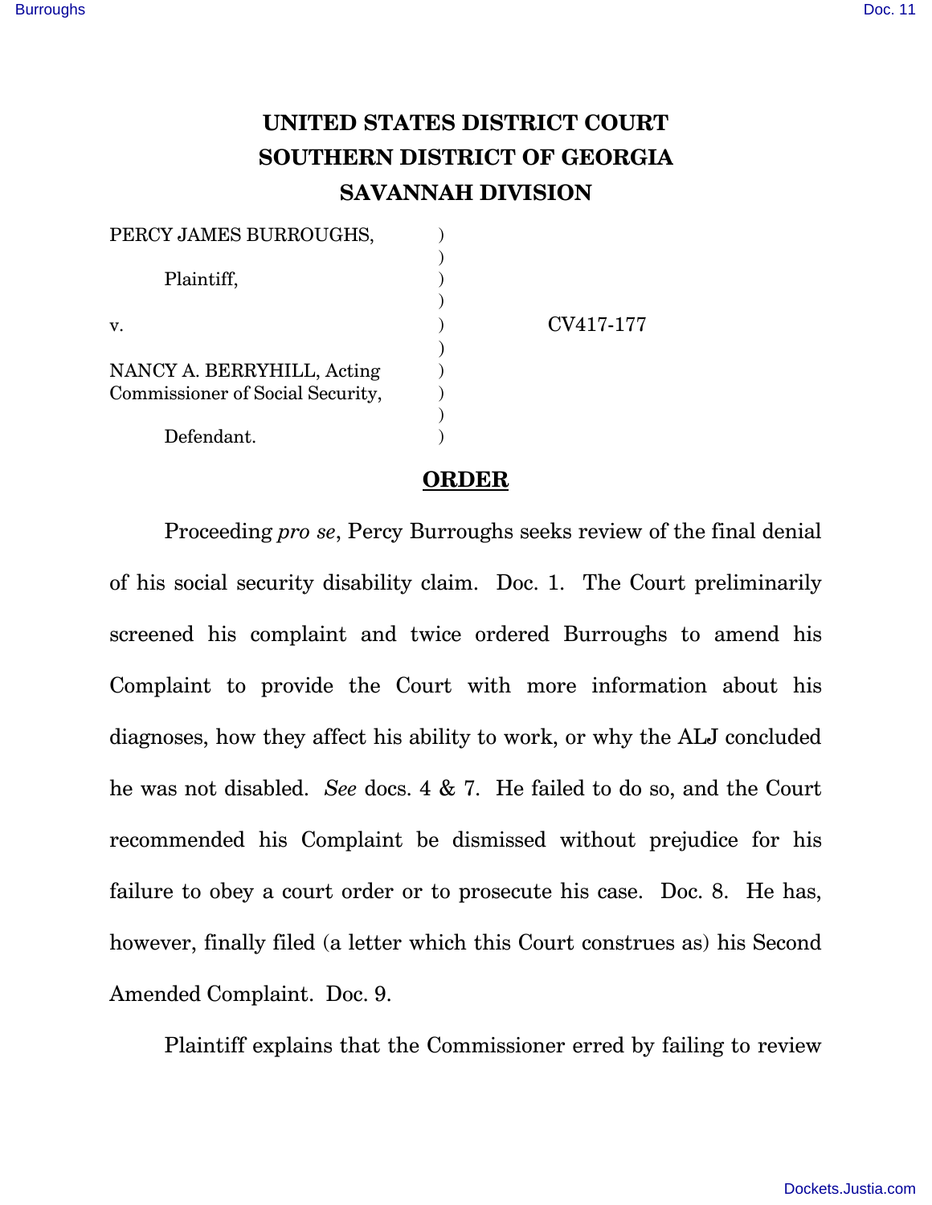# UNITED STATES DISTRICT COURT
# SOUTHERN DISTRICT OF GEORGIA
# SAVANNAH DIVISION

| | | |
|---|---|---|
| PERCY JAMES BURROUGHS, | ) | |
| | ) | |
| Plaintiff, | ) | |
| | ) | |
| v. | ) | CV417-177 |
| | ) | |
| NANCY A. BERRYHILL, Acting Commissioner of Social Security, | ) | |
| | ) | |
| Defendant. | ) | |

## ORDER

Proceeding *pro se*, Percy Burroughs seeks review of the final denial of his social security disability claim. Doc. 1. The Court preliminarily screened his complaint and twice ordered Burroughs to amend his Complaint to provide the Court with more information about his diagnoses, how they affect his ability to work, or why the ALJ concluded he was not disabled. *See* docs. 4 & 7. He failed to do so, and the Court recommended his Complaint be dismissed without prejudice for his failure to obey a court order or to prosecute his case. Doc. 8. He has, however, finally filed (a letter which this Court construes as) his Second Amended Complaint. Doc. 9.

Plaintiff explains that the Commissioner erred by failing to review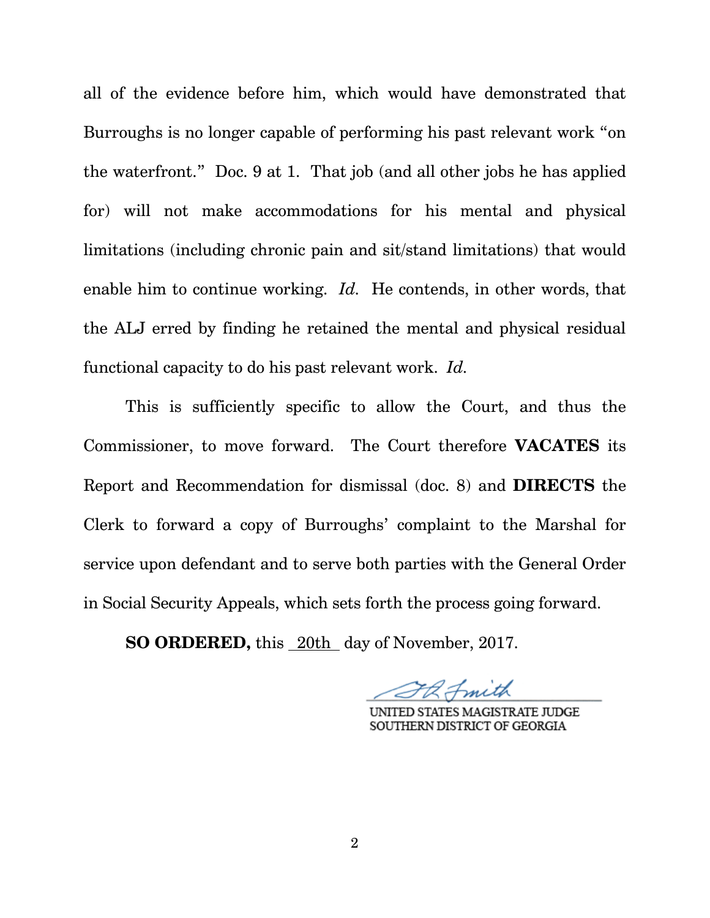all of the evidence before him, which would have demonstrated that Burroughs is no longer capable of performing his past relevant work "on the waterfront." Doc. 9 at 1. That job (and all other jobs he has applied for) will not make accommodations for his mental and physical limitations (including chronic pain and sit/stand limitations) that would enable him to continue working. *Id.* He contends, in other words, that the ALJ erred by finding he retained the mental and physical residual functional capacity to do his past relevant work. *Id.*

This is sufficiently specific to allow the Court, and thus the Commissioner, to move forward. The Court therefore **VACATES** its Report and Recommendation for dismissal (doc. 8) and **DIRECTS** the Clerk to forward a copy of Burroughs' complaint to the Marshal for service upon defendant and to serve both parties with the General Order in Social Security Appeals, which sets forth the process going forward.

**SO ORDERED,** this 20th day of November, 2017.

UNITED STATES MAGISTRATE JUDGE
SOUTHERN DISTRICT OF GEORGIA